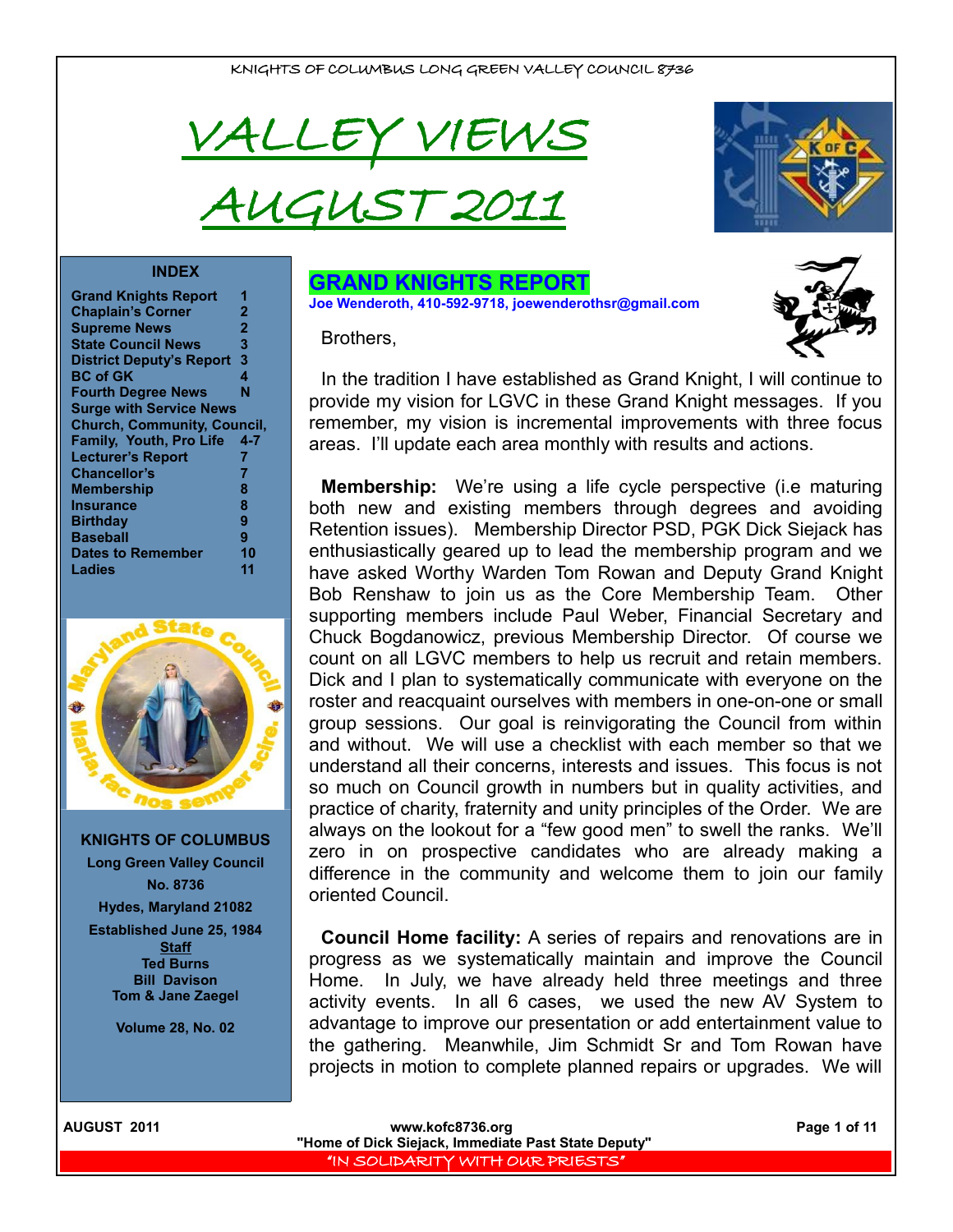KNIGHTS OF COLUMBUS LONG GREEN VALLEY COUNCIL 8736

# VALLEY VIEWS AUGUST 2011

**INDEX**

| | |
|---|---|
| Grand Knights Report | 1 |
| Chaplain's Corner | 2 |
| Supreme News | 2 |
| State Council News | 3 |
| District Deputy's Report | 3 |
| BC of GK | 4 |
| Fourth Degree News | N |
| Surge with Service News | |
| Church, Community, Council, Family, Youth, Pro Life | 4-7 |
| Lecturer's Report | 7 |
| Chancellor's | 7 |
| Membership | 8 |
| Insurance | 8 |
| Birthday | 9 |
| Baseball | 9 |
| Dates to Remember | 10 |
| Ladies | 11 |

**KNIGHTS OF COLUMBUS**
**Long Green Valley Council**
**No. 8736**
**Hydes, Maryland 21082**
**Established June 25, 1984**

**Staff**
**Ted Burns**
**Bill Davison**
**Tom & Jane Zaegel**

**Volume 28, No. 02**

## GRAND KNIGHTS REPORT

**Joe Wenderoth, 410-592-9718, joewenderothsr@gmail.com**

Brothers,

In the tradition I have established as Grand Knight, I will continue to provide my vision for LGVC in these Grand Knight messages. If you remember, my vision is incremental improvements with three focus areas. I'll update each area monthly with results and actions.

**Membership:** We're using a life cycle perspective (i.e maturing both new and existing members through degrees and avoiding Retention issues). Membership Director PSD, PGK Dick Siejack has enthusiastically geared up to lead the membership program and we have asked Worthy Warden Tom Rowan and Deputy Grand Knight Bob Renshaw to join us as the Core Membership Team. Other supporting members include Paul Weber, Financial Secretary and Chuck Bogdanowicz, previous Membership Director. Of course we count on all LGVC members to help us recruit and retain members. Dick and I plan to systematically communicate with everyone on the roster and reacquaint ourselves with members in one-on-one or small group sessions. Our goal is reinvigorating the Council from within and without. We will use a checklist with each member so that we understand all their concerns, interests and issues. This focus is not so much on Council growth in numbers but in quality activities, and practice of charity, fraternity and unity principles of the Order. We are always on the lookout for a "few good men" to swell the ranks. We'll zero in on prospective candidates who are already making a difference in the community and welcome them to join our family oriented Council.

**Council Home facility:** A series of repairs and renovations are in progress as we systematically maintain and improve the Council Home. In July, we have already held three meetings and three activity events. In all 6 cases, we used the new AV System to advantage to improve our presentation or add entertainment value to the gathering. Meanwhile, Jim Schmidt Sr and Tom Rowan have projects in motion to complete planned repairs or upgrades. We will

AUGUST 2011 — www.kofc8736.org — "Home of Dick Siejack, Immediate Past State Deputy"

"IN SOLIDARITY WITH OUR PRIESTS"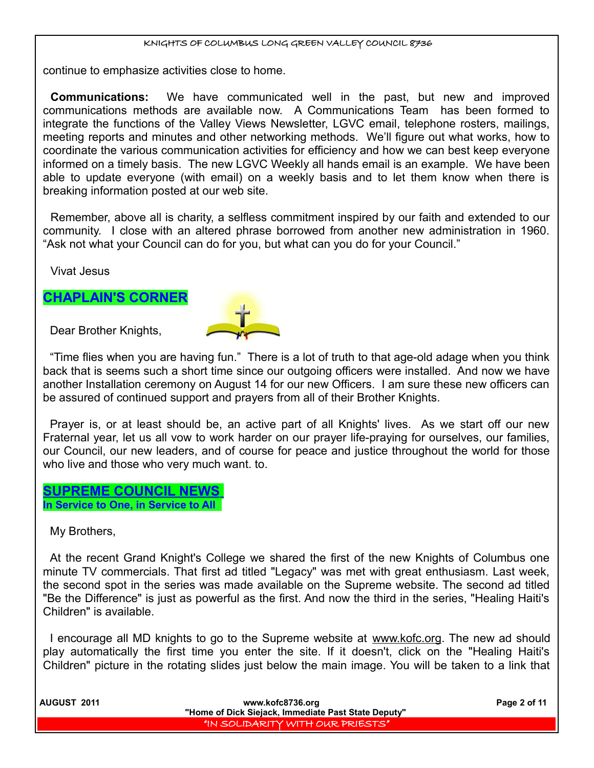continue to emphasize activities close to home.

**Communications:** We have communicated well in the past, but new and improved communications methods are available now. A Communications Team has been formed to integrate the functions of the Valley Views Newsletter, LGVC email, telephone rosters, mailings, meeting reports and minutes and other networking methods. We'll figure out what works, how to coordinate the various communication activities for efficiency and how we can best keep everyone informed on a timely basis. The new LGVC Weekly all hands email is an example. We have been able to update everyone (with email) on a weekly basis and to let them know when there is breaking information posted at our web site.

Remember, above all is charity, a selfless commitment inspired by our faith and extended to our community. I close with an altered phrase borrowed from another new administration in 1960. "Ask not what your Council can do for you, but what can you do for your Council."

Vivat Jesus

## CHAPLAIN'S CORNER

Dear Brother Knights,

"Time flies when you are having fun." There is a lot of truth to that age-old adage when you think back that is seems such a short time since our outgoing officers were installed. And now we have another Installation ceremony on August 14 for our new Officers. I am sure these new officers can be assured of continued support and prayers from all of their Brother Knights.

Prayer is, or at least should be, an active part of all Knights' lives. As we start off our new Fraternal year, let us all vow to work harder on our prayer life-praying for ourselves, our families, our Council, our new leaders, and of course for peace and justice throughout the world for those who live and those who very much want. to.

## SUPREME COUNCIL NEWS

**In Service to One, in Service to All**

My Brothers,

At the recent Grand Knight's College we shared the first of the new Knights of Columbus one minute TV commercials. That first ad titled "Legacy" was met with great enthusiasm. Last week, the second spot in the series was made available on the Supreme website. The second ad titled "Be the Difference" is just as powerful as the first. And now the third in the series, "Healing Haiti's Children" is available.

I encourage all MD knights to go to the Supreme website at www.kofc.org. The new ad should play automatically the first time you enter the site. If it doesn't, click on the "Healing Haiti's Children" picture in the rotating slides just below the main image. You will be taken to a link that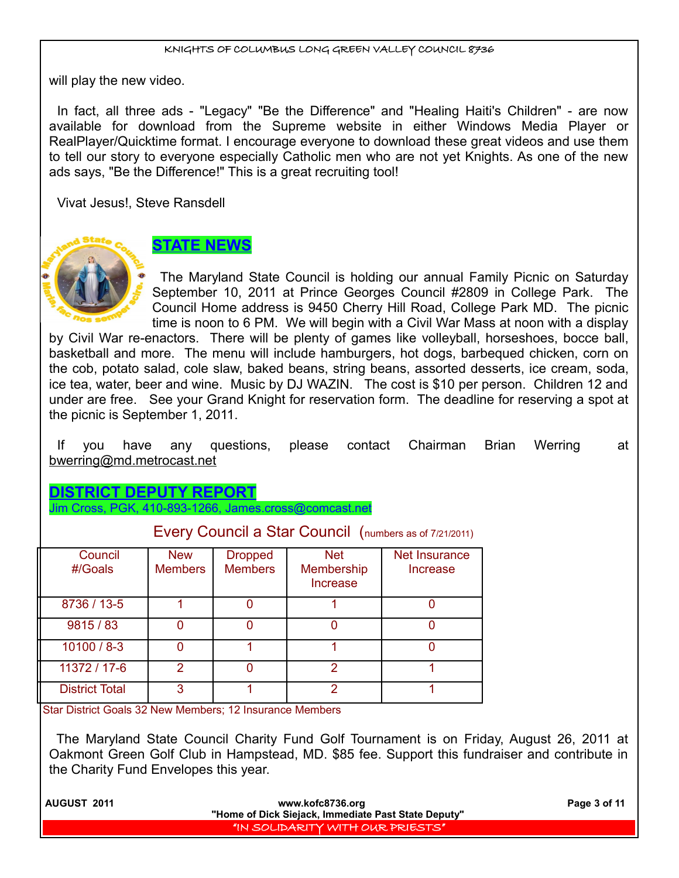will play the new video.

In fact, all three ads - "Legacy" "Be the Difference" and "Healing Haiti's Children" - are now available for download from the Supreme website in either Windows Media Player or RealPlayer/Quicktime format. I encourage everyone to download these great videos and use them to tell our story to everyone especially Catholic men who are not yet Knights. As one of the new ads says, "Be the Difference!" This is a great recruiting tool!

Vivat Jesus!, Steve Ransdell

## STATE NEWS

The Maryland State Council is holding our annual Family Picnic on Saturday September 10, 2011 at Prince Georges Council #2809 in College Park. The Council Home address is 9450 Cherry Hill Road, College Park MD. The picnic time is noon to 6 PM. We will begin with a Civil War Mass at noon with a display by Civil War re-enactors. There will be plenty of games like volleyball, horseshoes, bocce ball, basketball and more. The menu will include hamburgers, hot dogs, barbequed chicken, corn on the cob, potato salad, cole slaw, baked beans, string beans, assorted desserts, ice cream, soda, ice tea, water, beer and wine. Music by DJ WAZIN. The cost is $10 per person. Children 12 and under are free. See your Grand Knight for reservation form. The deadline for reserving a spot at the picnic is September 1, 2011.

If you have any questions, please contact Chairman Brian Werring at bwerring@md.metrocast.net

## DISTRICT DEPUTY REPORT

Jim Cross, PGK, 410-893-1266, James.cross@comcast.net

### Every Council a Star Council (numbers as of 7/21/2011)

| Council #/Goals | New Members | Dropped Members | Net Membership Increase | Net Insurance Increase |
|---|---|---|---|---|
| 8736 / 13-5 | 1 | 0 | 1 | 0 |
| 9815 / 83 | 0 | 0 | 0 | 0 |
| 10100 / 8-3 | 0 | 1 | 1 | 0 |
| 11372 / 17-6 | 2 | 0 | 2 | 1 |
| District Total | 3 | 1 | 2 | 1 |

Star District Goals 32 New Members; 12 Insurance Members

The Maryland State Council Charity Fund Golf Tournament is on Friday, August 26, 2011 at Oakmont Green Golf Club in Hampstead, MD. $85 fee. Support this fundraiser and contribute in the Charity Fund Envelopes this year.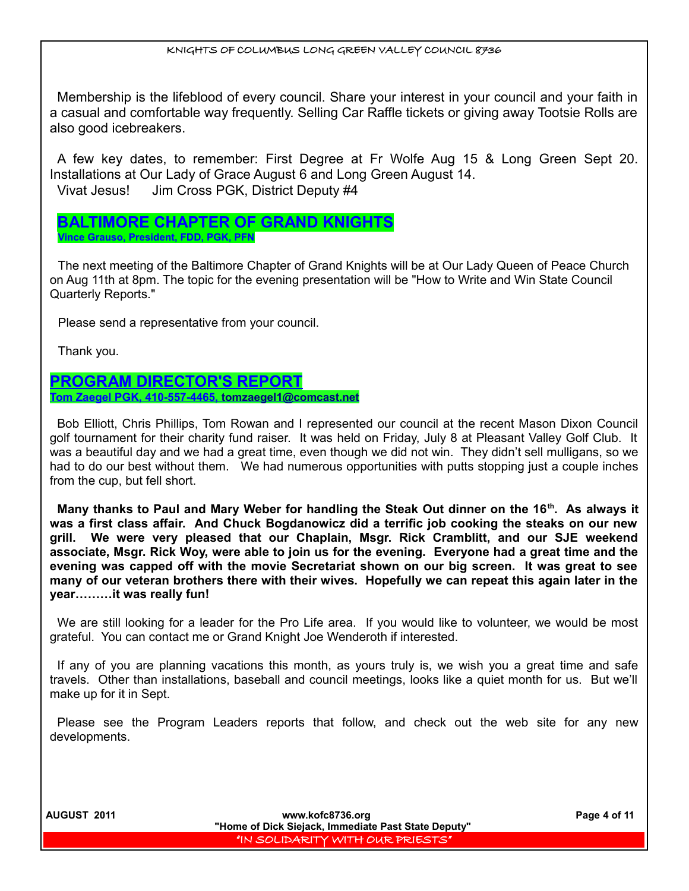Membership is the lifeblood of every council. Share your interest in your council and your faith in a casual and comfortable way frequently. Selling Car Raffle tickets or giving away Tootsie Rolls are also good icebreakers.

A few key dates, to remember: First Degree at Fr Wolfe Aug 15 & Long Green Sept 20. Installations at Our Lady of Grace August 6 and Long Green August 14.
Vivat Jesus!    Jim Cross PGK, District Deputy #4

## BALTIMORE CHAPTER OF GRAND KNIGHTS

**Vince Grauso, President, FDD, PGK, PFN**

The next meeting of the Baltimore Chapter of Grand Knights will be at Our Lady Queen of Peace Church on Aug 11th at 8pm. The topic for the evening presentation will be "How to Write and Win State Council Quarterly Reports."

Please send a representative from your council.

Thank you.

## PROGRAM DIRECTOR'S REPORT

**Tom Zaegel PGK, 410-557-4465, tomzaegel1@comcast.net**

Bob Elliott, Chris Phillips, Tom Rowan and I represented our council at the recent Mason Dixon Council golf tournament for their charity fund raiser. It was held on Friday, July 8 at Pleasant Valley Golf Club. It was a beautiful day and we had a great time, even though we did not win. They didn't sell mulligans, so we had to do our best without them. We had numerous opportunities with putts stopping just a couple inches from the cup, but fell short.

**Many thanks to Paul and Mary Weber for handling the Steak Out dinner on the 16th. As always it was a first class affair. And Chuck Bogdanowicz did a terrific job cooking the steaks on our new grill. We were very pleased that our Chaplain, Msgr. Rick Cramblitt, and our SJE weekend associate, Msgr. Rick Woy, were able to join us for the evening. Everyone had a great time and the evening was capped off with the movie Secretariat shown on our big screen. It was great to see many of our veteran brothers there with their wives. Hopefully we can repeat this again later in the year………it was really fun!**

We are still looking for a leader for the Pro Life area. If you would like to volunteer, we would be most grateful. You can contact me or Grand Knight Joe Wenderoth if interested.

If any of you are planning vacations this month, as yours truly is, we wish you a great time and safe travels. Other than installations, baseball and council meetings, looks like a quiet month for us. But we'll make up for it in Sept.

Please see the Program Leaders reports that follow, and check out the web site for any new developments.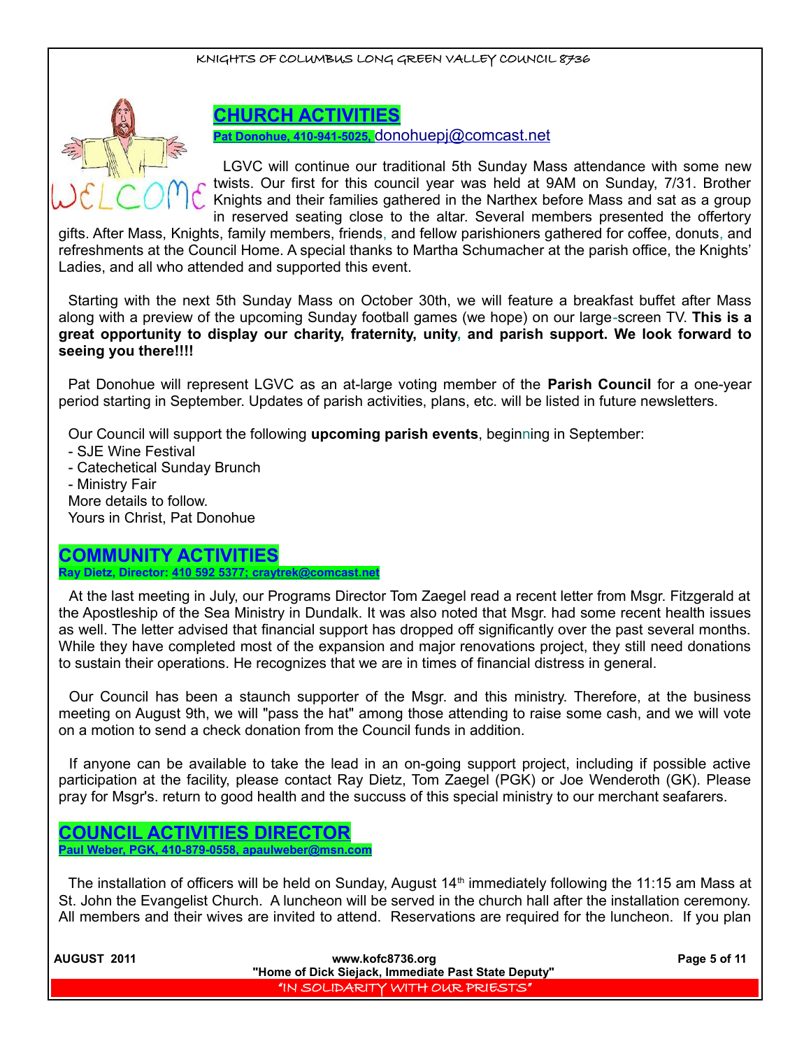## CHURCH ACTIVITIES

**Pat Donohue, 410-941-5025,** donohuepj@comcast.net

LGVC will continue our traditional 5th Sunday Mass attendance with some new twists. Our first for this council year was held at 9AM on Sunday, 7/31. Brother Knights and their families gathered in the Narthex before Mass and sat as a group in reserved seating close to the altar. Several members presented the offertory gifts. After Mass, Knights, family members, friends, and fellow parishioners gathered for coffee, donuts, and refreshments at the Council Home. A special thanks to Martha Schumacher at the parish office, the Knights' Ladies, and all who attended and supported this event.

Starting with the next 5th Sunday Mass on October 30th, we will feature a breakfast buffet after Mass along with a preview of the upcoming Sunday football games (we hope) on our large-screen TV. **This is a great opportunity to display our charity, fraternity, unity, and parish support. We look forward to seeing you there!!!!**

Pat Donohue will represent LGVC as an at-large voting member of the **Parish Council** for a one-year period starting in September. Updates of parish activities, plans, etc. will be listed in future newsletters.

Our Council will support the following **upcoming parish events**, beginning in September:

- SJE Wine Festival
- Catechetical Sunday Brunch
- Ministry Fair

More details to follow.

Yours in Christ, Pat Donohue

## COMMUNITY ACTIVITIES

**Ray Dietz, Director: 410 592 5377; craytrek@comcast.net**

At the last meeting in July, our Programs Director Tom Zaegel read a recent letter from Msgr. Fitzgerald at the Apostleship of the Sea Ministry in Dundalk. It was also noted that Msgr. had some recent health issues as well. The letter advised that financial support has dropped off significantly over the past several months. While they have completed most of the expansion and major renovations project, they still need donations to sustain their operations. He recognizes that we are in times of financial distress in general.

Our Council has been a staunch supporter of the Msgr. and this ministry. Therefore, at the business meeting on August 9th, we will "pass the hat" among those attending to raise some cash, and we will vote on a motion to send a check donation from the Council funds in addition.

If anyone can be available to take the lead in an on-going support project, including if possible active participation at the facility, please contact Ray Dietz, Tom Zaegel (PGK) or Joe Wenderoth (GK). Please pray for Msgr's. return to good health and the succuss of this special ministry to our merchant seafarers.

## COUNCIL ACTIVITIES DIRECTOR

**Paul Weber, PGK, 410-879-0558, apaulweber@msn.com**

The installation of officers will be held on Sunday, August 14th immediately following the 11:15 am Mass at St. John the Evangelist Church. A luncheon will be served in the church hall after the installation ceremony. All members and their wives are invited to attend. Reservations are required for the luncheon. If you plan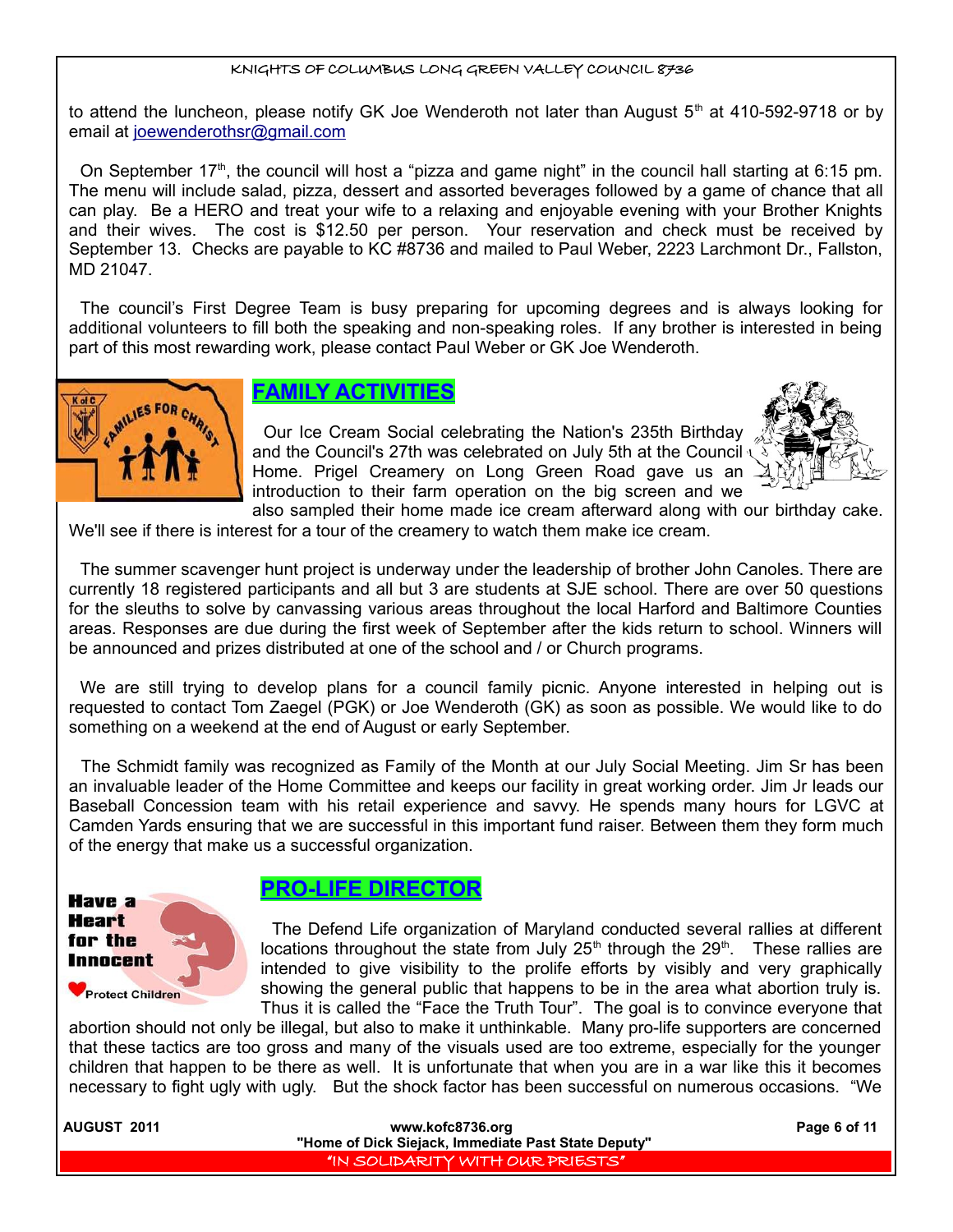to attend the luncheon, please notify GK Joe Wenderoth not later than August 5th at 410-592-9718 or by email at joewenderothsr@gmail.com

On September 17th, the council will host a "pizza and game night" in the council hall starting at 6:15 pm. The menu will include salad, pizza, dessert and assorted beverages followed by a game of chance that all can play. Be a HERO and treat your wife to a relaxing and enjoyable evening with your Brother Knights and their wives. The cost is $12.50 per person. Your reservation and check must be received by September 13. Checks are payable to KC #8736 and mailed to Paul Weber, 2223 Larchmont Dr., Fallston, MD 21047.

The council's First Degree Team is busy preparing for upcoming degrees and is always looking for additional volunteers to fill both the speaking and non-speaking roles. If any brother is interested in being part of this most rewarding work, please contact Paul Weber or GK Joe Wenderoth.

## FAMILY ACTIVITIES

Our Ice Cream Social celebrating the Nation's 235th Birthday and the Council's 27th was celebrated on July 5th at the Council Home. Prigel Creamery on Long Green Road gave us an introduction to their farm operation on the big screen and we also sampled their home made ice cream afterward along with our birthday cake. We'll see if there is interest for a tour of the creamery to watch them make ice cream.

The summer scavenger hunt project is underway under the leadership of brother John Canoles. There are currently 18 registered participants and all but 3 are students at SJE school. There are over 50 questions for the sleuths to solve by canvassing various areas throughout the local Harford and Baltimore Counties areas. Responses are due during the first week of September after the kids return to school. Winners will be announced and prizes distributed at one of the school and / or Church programs.

We are still trying to develop plans for a council family picnic. Anyone interested in helping out is requested to contact Tom Zaegel (PGK) or Joe Wenderoth (GK) as soon as possible. We would like to do something on a weekend at the end of August or early September.

The Schmidt family was recognized as Family of the Month at our July Social Meeting. Jim Sr has been an invaluable leader of the Home Committee and keeps our facility in great working order. Jim Jr leads our Baseball Concession team with his retail experience and savvy. He spends many hours for LGVC at Camden Yards ensuring that we are successful in this important fund raiser. Between them they form much of the energy that make us a successful organization.

## PRO-LIFE DIRECTOR

The Defend Life organization of Maryland conducted several rallies at different locations throughout the state from July 25th through the 29th. These rallies are intended to give visibility to the prolife efforts by visibly and very graphically showing the general public that happens to be in the area what abortion truly is. Thus it is called the "Face the Truth Tour". The goal is to convince everyone that abortion should not only be illegal, but also to make it unthinkable. Many pro-life supporters are concerned that these tactics are too gross and many of the visuals used are too extreme, especially for the younger children that happen to be there as well. It is unfortunate that when you are in a war like this it becomes necessary to fight ugly with ugly. But the shock factor has been successful on numerous occasions. "We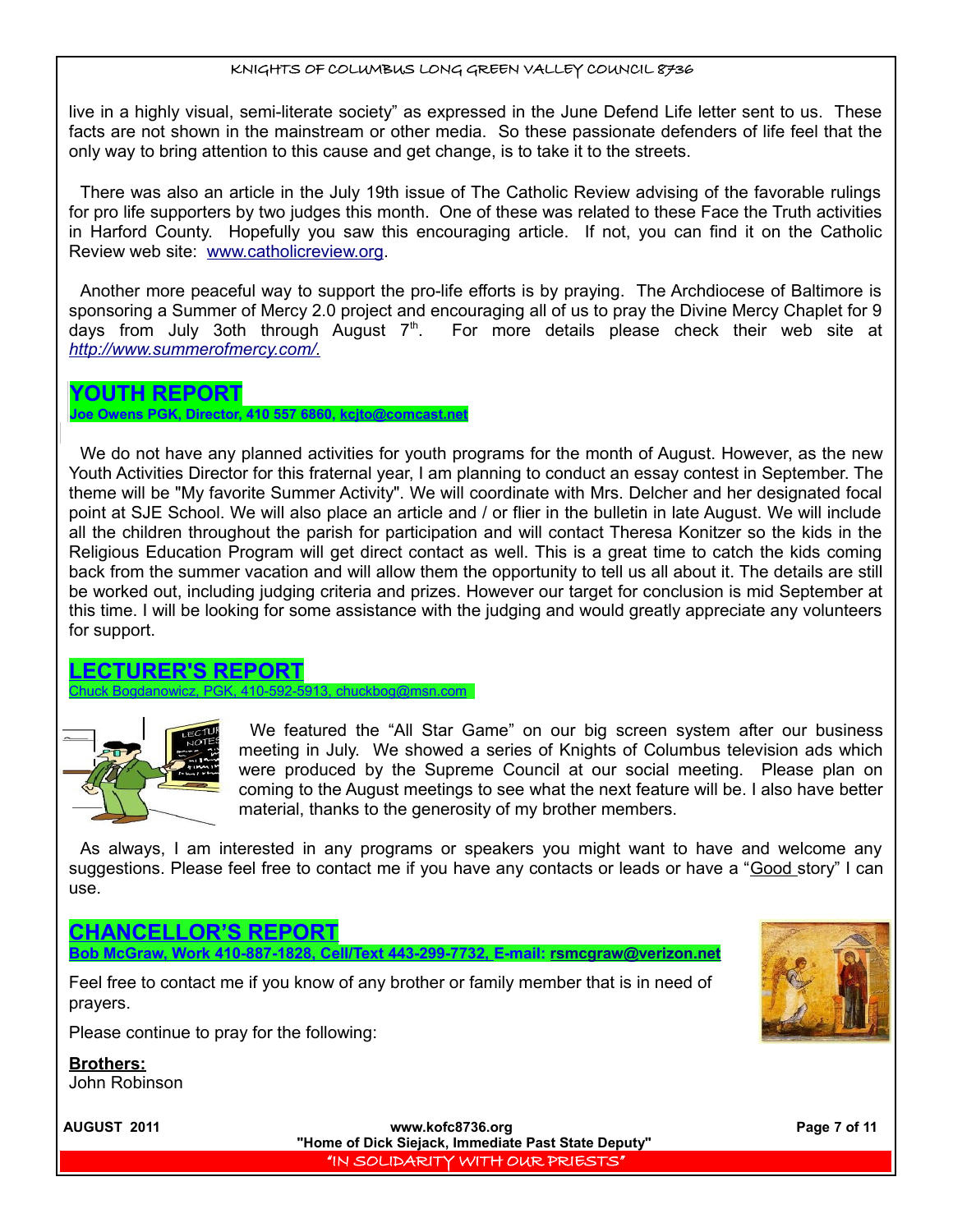live in a highly visual, semi-literate society" as expressed in the June Defend Life letter sent to us. These facts are not shown in the mainstream or other media. So these passionate defenders of life feel that the only way to bring attention to this cause and get change, is to take it to the streets.

There was also an article in the July 19th issue of The Catholic Review advising of the favorable rulings for pro life supporters by two judges this month. One of these was related to these Face the Truth activities in Harford County. Hopefully you saw this encouraging article. If not, you can find it on the Catholic Review web site: www.catholicreview.org.

Another more peaceful way to support the pro-life efforts is by praying. The Archdiocese of Baltimore is sponsoring a Summer of Mercy 2.0 project and encouraging all of us to pray the Divine Mercy Chaplet for 9 days from July 3oth through August 7th. For more details please check their web site at *http://www.summerofmercy.com/.*

## YOUTH REPORT

**Joe Owens PGK, Director, 410 557 6860, kcjto@comcast.net**

We do not have any planned activities for youth programs for the month of August. However, as the new Youth Activities Director for this fraternal year, I am planning to conduct an essay contest in September. The theme will be "My favorite Summer Activity". We will coordinate with Mrs. Delcher and her designated focal point at SJE School. We will also place an article and / or flier in the bulletin in late August. We will include all the children throughout the parish for participation and will contact Theresa Konitzer so the kids in the Religious Education Program will get direct contact as well. This is a great time to catch the kids coming back from the summer vacation and will allow them the opportunity to tell us all about it. The details are still be worked out, including judging criteria and prizes. However our target for conclusion is mid September at this time. I will be looking for some assistance with the judging and would greatly appreciate any volunteers for support.

## LECTURER'S REPORT

Chuck Bogdanowicz, PGK, 410-592-5913, chuckbog@msn.com

We featured the "All Star Game" on our big screen system after our business meeting in July. We showed a series of Knights of Columbus television ads which were produced by the Supreme Council at our social meeting. Please plan on coming to the August meetings to see what the next feature will be. I also have better material, thanks to the generosity of my brother members.

As always, I am interested in any programs or speakers you might want to have and welcome any suggestions. Please feel free to contact me if you have any contacts or leads or have a "Good story" I can use.

## CHANCELLOR'S REPORT

**Bob McGraw, Work 410-887-1828, Cell/Text 443-299-7732, E-mail: rsmcgraw@verizon.net**

Feel free to contact me if you know of any brother or family member that is in need of prayers.

Please continue to pray for the following:

**Brothers:**
John Robinson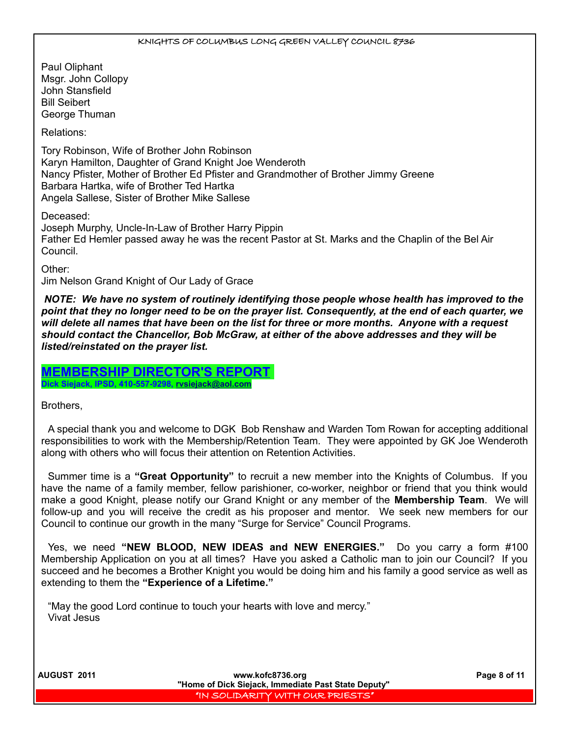Paul Oliphant
Msgr. John Collopy
John Stansfield
Bill Seibert
George Thuman

Relations:

Tory Robinson, Wife of Brother John Robinson
Karyn Hamilton, Daughter of Grand Knight Joe Wenderoth
Nancy Pfister, Mother of Brother Ed Pfister and Grandmother of Brother Jimmy Greene
Barbara Hartka, wife of Brother Ted Hartka
Angela Sallese, Sister of Brother Mike Sallese

Deceased:
Joseph Murphy, Uncle-In-Law of Brother Harry Pippin
Father Ed Hemler passed away he was the recent Pastor at St. Marks and the Chaplin of the Bel Air Council.

Other:
Jim Nelson Grand Knight of Our Lady of Grace

***NOTE: We have no system of routinely identifying those people whose health has improved to the point that they no longer need to be on the prayer list. Consequently, at the end of each quarter, we will delete all names that have been on the list for three or more months. Anyone with a request should contact the Chancellor, Bob McGraw, at either of the above addresses and they will be listed/reinstated on the prayer list.***

## MEMBERSHIP DIRECTOR'S REPORT

**Dick Siejack, IPSD, 410-557-9298, rvsiejack@aol.com**

Brothers,

A special thank you and welcome to DGK Bob Renshaw and Warden Tom Rowan for accepting additional responsibilities to work with the Membership/Retention Team. They were appointed by GK Joe Wenderoth along with others who will focus their attention on Retention Activities.

Summer time is a **"Great Opportunity"** to recruit a new member into the Knights of Columbus. If you have the name of a family member, fellow parishioner, co-worker, neighbor or friend that you think would make a good Knight, please notify our Grand Knight or any member of the **Membership Team**. We will follow-up and you will receive the credit as his proposer and mentor. We seek new members for our Council to continue our growth in the many "Surge for Service" Council Programs.

Yes, we need **"NEW BLOOD, NEW IDEAS and NEW ENERGIES."** Do you carry a form #100 Membership Application on you at all times? Have you asked a Catholic man to join our Council? If you succeed and he becomes a Brother Knight you would be doing him and his family a good service as well as extending to them the **"Experience of a Lifetime."**

"May the good Lord continue to touch your hearts with love and mercy."
Vivat Jesus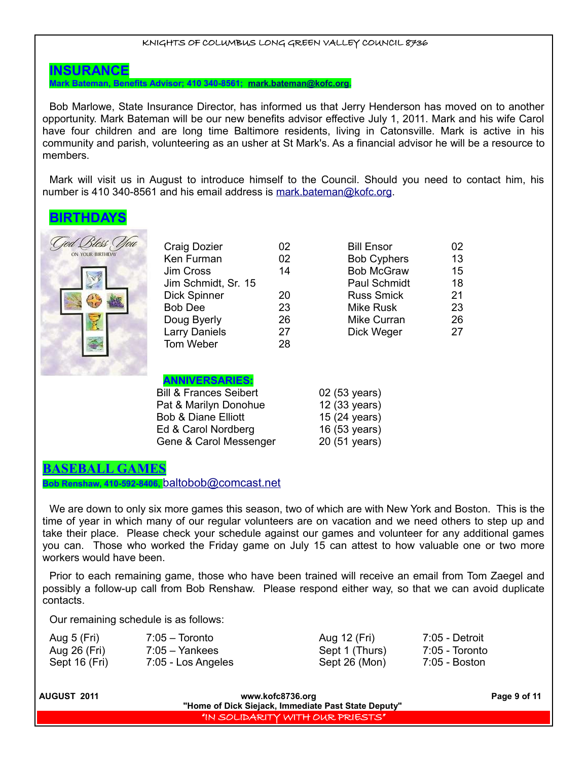## INSURANCE

**Mark Bateman, Benefits Advisor; 410 340-8561; mark.bateman@kofc.org.**

Bob Marlowe, State Insurance Director, has informed us that Jerry Henderson has moved on to another opportunity. Mark Bateman will be our new benefits advisor effective July 1, 2011. Mark and his wife Carol have four children and are long time Baltimore residents, living in Catonsville. Mark is active in his community and parish, volunteering as an usher at St Mark's. As a financial advisor he will be a resource to members.

Mark will visit us in August to introduce himself to the Council. Should you need to contact him, his number is 410 340-8561 and his email address is mark.bateman@kofc.org.

## BIRTHDAYS

| | | | |
|---|---|---|---|
| Craig Dozier | 02 | Bill Ensor | 02 |
| Ken Furman | 02 | Bob Cyphers | 13 |
| Jim Cross | 14 | Bob McGraw | 15 |
| Jim Schmidt, Sr. | 15 | Paul Schmidt | 18 |
| Dick Spinner | 20 | Russ Smick | 21 |
| Bob Dee | 23 | Mike Rusk | 23 |
| Doug Byerly | 26 | Mike Curran | 26 |
| Larry Daniels | 27 | Dick Weger | 27 |
| Tom Weber | 28 | | |

### ANNIVERSARIES:

| | |
|---|---|
| Bill & Frances Seibert | 02 (53 years) |
| Pat & Marilyn Donohue | 12 (33 years) |
| Bob & Diane Elliott | 15 (24 years) |
| Ed & Carol Nordberg | 16 (53 years) |
| Gene & Carol Messenger | 20 (51 years) |

## BASEBALL GAMES

**Bob Renshaw, 410-592-8406,** baltobob@comcast.net

We are down to only six more games this season, two of which are with New York and Boston. This is the time of year in which many of our regular volunteers are on vacation and we need others to step up and take their place. Please check your schedule against our games and volunteer for any additional games you can. Those who worked the Friday game on July 15 can attest to how valuable one or two more workers would have been.

Prior to each remaining game, those who have been trained will receive an email from Tom Zaegel and possibly a follow-up call from Bob Renshaw. Please respond either way, so that we can avoid duplicate contacts.

Our remaining schedule is as follows:

| | | | |
|---|---|---|---|
| Aug 5 (Fri) | 7:05 – Toronto | Aug 12 (Fri) | 7:05 - Detroit |
| Aug 26 (Fri) | 7:05 – Yankees | Sept 1 (Thurs) | 7:05 - Toronto |
| Sept 16 (Fri) | 7:05 - Los Angeles | Sept 26 (Mon) | 7:05 - Boston |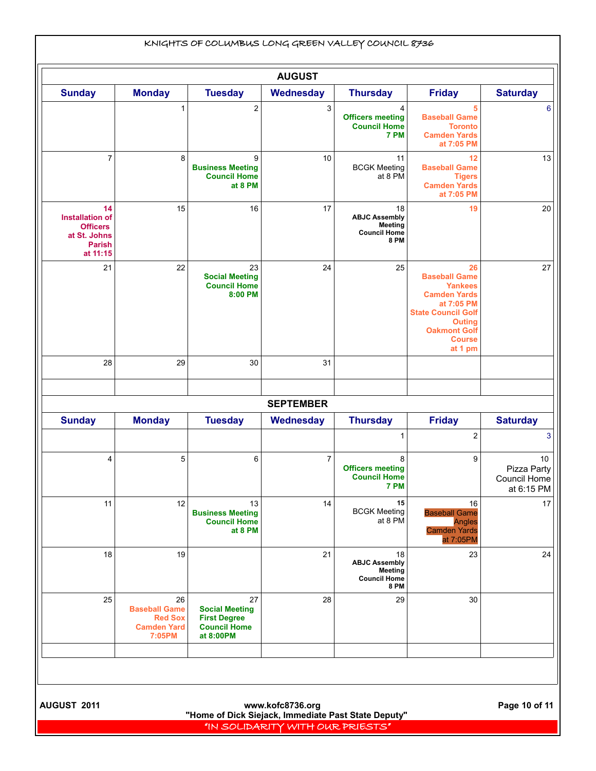KNIGHTS OF COLUMBUS LONG GREEN VALLEY COUNCIL 8736

## AUGUST

| Sunday | Monday | Tuesday | Wednesday | Thursday | Friday | Saturday |
|---|---|---|---|---|---|---|
| | 1 | 2 | 3 | 4 **Officers meeting Council Home 7 PM** | 5 **Baseball Game Toronto Camden Yards at 7:05 PM** | 6 |
| 7 | 8 | 9 **Business Meeting Council Home at 8 PM** | 10 | 11 BCGK Meeting at 8 PM | 12 **Baseball Game Tigers Camden Yards at 7:05 PM** | 13 |
| 14 **Installation of Officers at St. Johns Parish at 11:15** | 15 | 16 | 17 | 18 **ABJC Assembly Meeting Council Home 8 PM** | 19 | 20 |
| 21 | 22 | 23 **Social Meeting Council Home 8:00 PM** | 24 | 25 | 26 **Baseball Game Yankees Camden Yards at 7:05 PM State Council Golf Outing Oakmont Golf Course at 1 pm** | 27 |
| 28 | 29 | 30 | 31 | | | |

## SEPTEMBER

| Sunday | Monday | Tuesday | Wednesday | Thursday | Friday | Saturday |
|---|---|---|---|---|---|---|
| | | | | 1 | 2 | 3 |
| 4 | 5 | 6 | 7 | 8 **Officers meeting Council Home 7 PM** | 9 | 10 Pizza Party Council Home at 6:15 PM |
| 11 | 12 | 13 **Business Meeting Council Home at 8 PM** | 14 | 15 BCGK Meeting at 8 PM | 16 **Baseball Game Angles Camden Yards at 7:05PM** | 17 |
| 18 | 19 | | 21 | 18 **ABJC Assembly Meeting Council Home 8 PM** | 23 | 24 |
| 25 | 26 **Baseball Game Red Sox Camden Yard 7:05PM** | 27 **Social Meeting First Degree Council Home at 8:00PM** | 28 | 29 | 30 | |

AUGUST 2011

www.kofc8736.org

"Home of Dick Siejack, Immediate Past State Deputy"

"IN SOLIDARITY WITH OUR PRIESTS"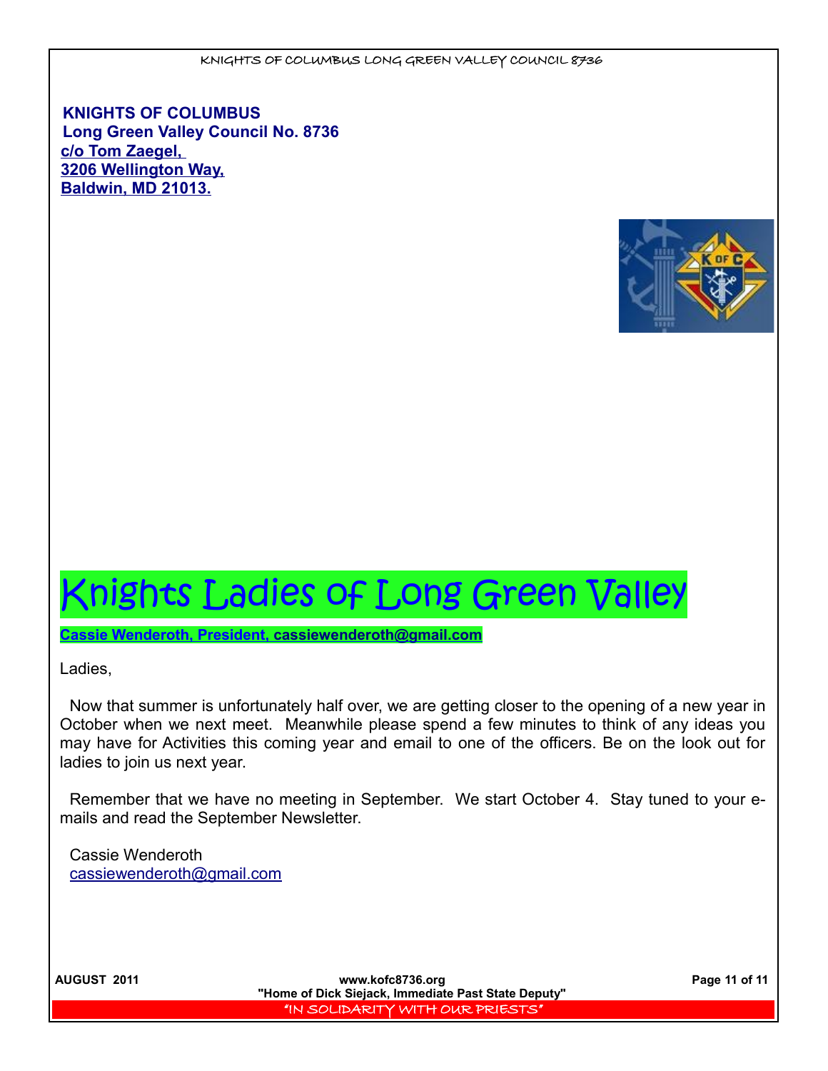**KNIGHTS OF COLUMBUS**
**Long Green Valley Council No. 8736**
**c/o Tom Zaegel,**
**3206 Wellington Way,**
**Baldwin, MD 21013.**

# Knights Ladies of Long Green Valley

**Cassie Wenderoth, President, cassiewenderoth@gmail.com**

Ladies,

Now that summer is unfortunately half over, we are getting closer to the opening of a new year in October when we next meet. Meanwhile please spend a few minutes to think of any ideas you may have for Activities this coming year and email to one of the officers. Be on the look out for ladies to join us next year.

Remember that we have no meeting in September. We start October 4. Stay tuned to your e-mails and read the September Newsletter.

Cassie Wenderoth
cassiewenderoth@gmail.com